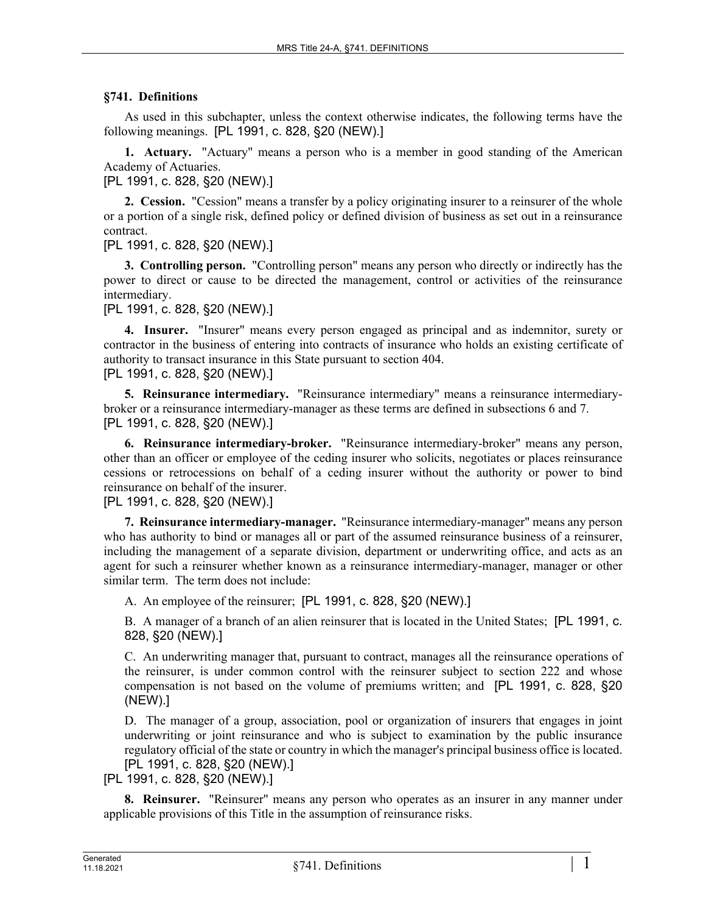## §741. Definitions

As used in this subchapter, unless the context otherwise indicates, the following terms have the following meanings. [PL 1991, c. 828, §20 (NEW).]

**1. Actuary.** "Actuary" means a person who is a member in good standing of the American Academy of Actuaries.

[PL 1991, c. 828, §20 (NEW).]

**2. Cession.** "Cession" means a transfer by a policy originating insurer to a reinsurer of the whole or a portion of a single risk, defined policy or defined division of business as set out in a reinsurance contract.

[PL 1991, c. 828, §20 (NEW).]

**3. Controlling person.** "Controlling person" means any person who directly or indirectly has the power to direct or cause to be directed the management, control or activities of the reinsurance intermediary.

[PL 1991, c. 828, §20 (NEW).]

**4. Insurer.** "Insurer" means every person engaged as principal and as indemnitor, surety or contractor in the business of entering into contracts of insurance who holds an existing certificate of authority to transact insurance in this State pursuant to section 404.

[PL 1991, c. 828, §20 (NEW).]

**5. Reinsurance intermediary.** "Reinsurance intermediary" means a reinsurance intermediary-broker or a reinsurance intermediary-manager as these terms are defined in subsections 6 and 7.

[PL 1991, c. 828, §20 (NEW).]

**6. Reinsurance intermediary-broker.** "Reinsurance intermediary-broker" means any person, other than an officer or employee of the ceding insurer who solicits, negotiates or places reinsurance cessions or retrocessions on behalf of a ceding insurer without the authority or power to bind reinsurance on behalf of the insurer.

[PL 1991, c. 828, §20 (NEW).]

**7. Reinsurance intermediary-manager.** "Reinsurance intermediary-manager" means any person who has authority to bind or manages all or part of the assumed reinsurance business of a reinsurer, including the management of a separate division, department or underwriting office, and acts as an agent for such a reinsurer whether known as a reinsurance intermediary-manager, manager or other similar term. The term does not include:

A. An employee of the reinsurer; [PL 1991, c. 828, §20 (NEW).]

B. A manager of a branch of an alien reinsurer that is located in the United States; [PL 1991, c. 828, §20 (NEW).]

C. An underwriting manager that, pursuant to contract, manages all the reinsurance operations of the reinsurer, is under common control with the reinsurer subject to section 222 and whose compensation is not based on the volume of premiums written; and [PL 1991, c. 828, §20 (NEW).]

D. The manager of a group, association, pool or organization of insurers that engages in joint underwriting or joint reinsurance and who is subject to examination by the public insurance regulatory official of the state or country in which the manager's principal business office is located. [PL 1991, c. 828, §20 (NEW).]

[PL 1991, c. 828, §20 (NEW).]

**8. Reinsurer.** "Reinsurer" means any person who operates as an insurer in any manner under applicable provisions of this Title in the assumption of reinsurance risks.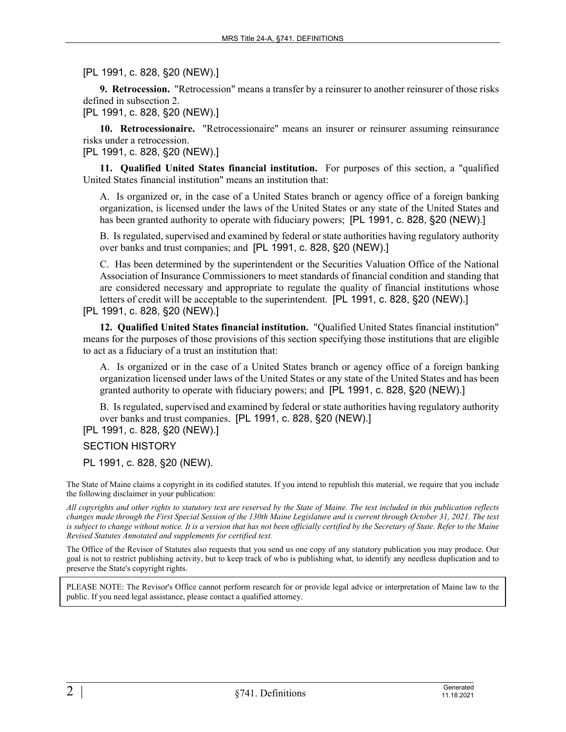[PL 1991, c. 828, §20 (NEW).]

**9. Retrocession.** "Retrocession" means a transfer by a reinsurer to another reinsurer of those risks defined in subsection 2.
[PL 1991, c. 828, §20 (NEW).]

**10. Retrocessionaire.** "Retrocessionaire" means an insurer or reinsurer assuming reinsurance risks under a retrocession.
[PL 1991, c. 828, §20 (NEW).]

**11. Qualified United States financial institution.** For purposes of this section, a "qualified United States financial institution" means an institution that:

A. Is organized or, in the case of a United States branch or agency office of a foreign banking organization, is licensed under the laws of the United States or any state of the United States and has been granted authority to operate with fiduciary powers; [PL 1991, c. 828, §20 (NEW).]

B. Is regulated, supervised and examined by federal or state authorities having regulatory authority over banks and trust companies; and [PL 1991, c. 828, §20 (NEW).]

C. Has been determined by the superintendent or the Securities Valuation Office of the National Association of Insurance Commissioners to meet standards of financial condition and standing that are considered necessary and appropriate to regulate the quality of financial institutions whose letters of credit will be acceptable to the superintendent. [PL 1991, c. 828, §20 (NEW).]

[PL 1991, c. 828, §20 (NEW).]

**12. Qualified United States financial institution.** "Qualified United States financial institution" means for the purposes of those provisions of this section specifying those institutions that are eligible to act as a fiduciary of a trust an institution that:

A. Is organized or in the case of a United States branch or agency office of a foreign banking organization licensed under laws of the United States or any state of the United States and has been granted authority to operate with fiduciary powers; and [PL 1991, c. 828, §20 (NEW).]

B. Is regulated, supervised and examined by federal or state authorities having regulatory authority over banks and trust companies. [PL 1991, c. 828, §20 (NEW).]

[PL 1991, c. 828, §20 (NEW).]

SECTION HISTORY

PL 1991, c. 828, §20 (NEW).

The State of Maine claims a copyright in its codified statutes. If you intend to republish this material, we require that you include the following disclaimer in your publication:

*All copyrights and other rights to statutory text are reserved by the State of Maine. The text included in this publication reflects changes made through the First Special Session of the 130th Maine Legislature and is current through October 31, 2021. The text is subject to change without notice. It is a version that has not been officially certified by the Secretary of State. Refer to the Maine Revised Statutes Annotated and supplements for certified text.*

The Office of the Revisor of Statutes also requests that you send us one copy of any statutory publication you may produce. Our goal is not to restrict publishing activity, but to keep track of who is publishing what, to identify any needless duplication and to preserve the State's copyright rights.

PLEASE NOTE: The Revisor's Office cannot perform research for or provide legal advice or interpretation of Maine law to the public. If you need legal assistance, please contact a qualified attorney.